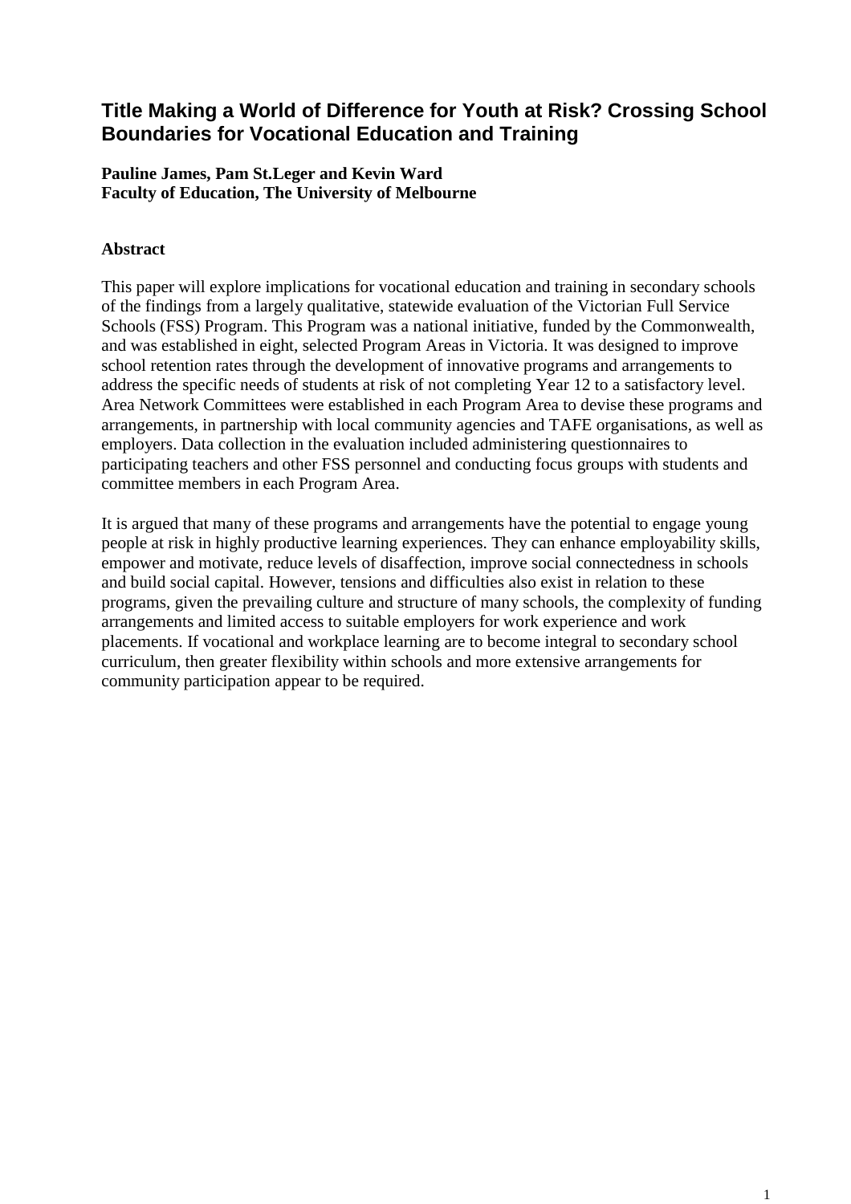# Title Making a World of Difference for Youth at Risk? Crossing School Boundaries for Vocational Education and Training

**Pauline James, Pam St.Leger and Kevin Ward**
**Faculty of Education, The University of Melbourne**

## Abstract

This paper will explore implications for vocational education and training in secondary schools of the findings from a largely qualitative, statewide evaluation of the Victorian Full Service Schools (FSS) Program. This Program was a national initiative, funded by the Commonwealth, and was established in eight, selected Program Areas in Victoria. It was designed to improve school retention rates through the development of innovative programs and arrangements to address the specific needs of students at risk of not completing Year 12 to a satisfactory level. Area Network Committees were established in each Program Area to devise these programs and arrangements, in partnership with local community agencies and TAFE organisations, as well as employers. Data collection in the evaluation included administering questionnaires to participating teachers and other FSS personnel and conducting focus groups with students and committee members in each Program Area.

It is argued that many of these programs and arrangements have the potential to engage young people at risk in highly productive learning experiences. They can enhance employability skills, empower and motivate, reduce levels of disaffection, improve social connectedness in schools and build social capital. However, tensions and difficulties also exist in relation to these programs, given the prevailing culture and structure of many schools, the complexity of funding arrangements and limited access to suitable employers for work experience and work placements. If vocational and workplace learning are to become integral to secondary school curriculum, then greater flexibility within schools and more extensive arrangements for community participation appear to be required.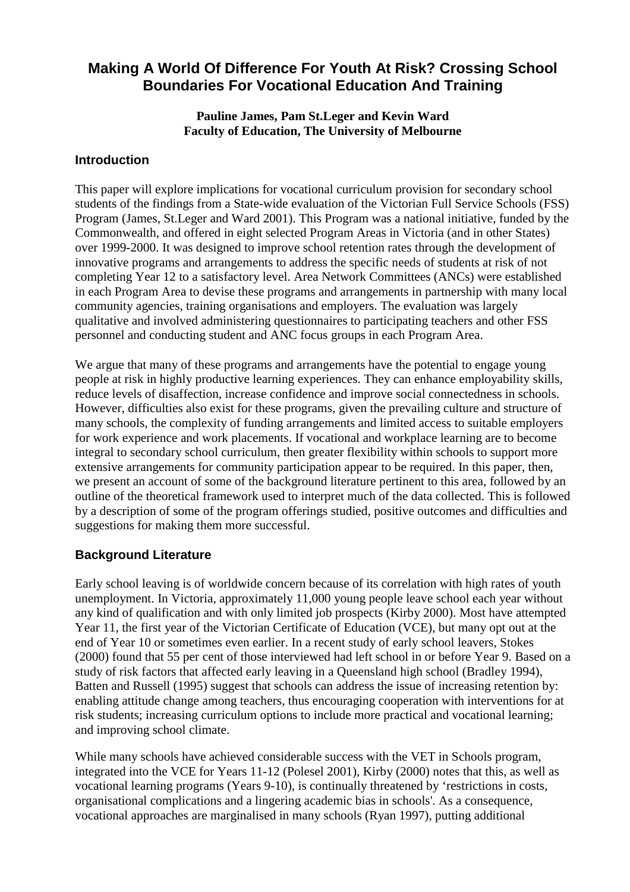# Making A World Of Difference For Youth At Risk? Crossing School Boundaries For Vocational Education And Training

**Pauline James, Pam St.Leger and Kevin Ward**
**Faculty of Education, The University of Melbourne**

## Introduction

This paper will explore implications for vocational curriculum provision for secondary school students of the findings from a State-wide evaluation of the Victorian Full Service Schools (FSS) Program (James, St.Leger and Ward 2001). This Program was a national initiative, funded by the Commonwealth, and offered in eight selected Program Areas in Victoria (and in other States) over 1999-2000. It was designed to improve school retention rates through the development of innovative programs and arrangements to address the specific needs of students at risk of not completing Year 12 to a satisfactory level. Area Network Committees (ANCs) were established in each Program Area to devise these programs and arrangements in partnership with many local community agencies, training organisations and employers. The evaluation was largely qualitative and involved administering questionnaires to participating teachers and other FSS personnel and conducting student and ANC focus groups in each Program Area.

We argue that many of these programs and arrangements have the potential to engage young people at risk in highly productive learning experiences. They can enhance employability skills, reduce levels of disaffection, increase confidence and improve social connectedness in schools. However, difficulties also exist for these programs, given the prevailing culture and structure of many schools, the complexity of funding arrangements and limited access to suitable employers for work experience and work placements. If vocational and workplace learning are to become integral to secondary school curriculum, then greater flexibility within schools to support more extensive arrangements for community participation appear to be required. In this paper, then, we present an account of some of the background literature pertinent to this area, followed by an outline of the theoretical framework used to interpret much of the data collected. This is followed by a description of some of the program offerings studied, positive outcomes and difficulties and suggestions for making them more successful.

## Background Literature

Early school leaving is of worldwide concern because of its correlation with high rates of youth unemployment. In Victoria, approximately 11,000 young people leave school each year without any kind of qualification and with only limited job prospects (Kirby 2000). Most have attempted Year 11, the first year of the Victorian Certificate of Education (VCE), but many opt out at the end of Year 10 or sometimes even earlier. In a recent study of early school leavers, Stokes (2000) found that 55 per cent of those interviewed had left school in or before Year 9. Based on a study of risk factors that affected early leaving in a Queensland high school (Bradley 1994), Batten and Russell (1995) suggest that schools can address the issue of increasing retention by: enabling attitude change among teachers, thus encouraging cooperation with interventions for at risk students; increasing curriculum options to include more practical and vocational learning; and improving school climate.

While many schools have achieved considerable success with the VET in Schools program, integrated into the VCE for Years 11-12 (Polesel 2001), Kirby (2000) notes that this, as well as vocational learning programs (Years 9-10), is continually threatened by 'restrictions in costs, organisational complications and a lingering academic bias in schools'. As a consequence, vocational approaches are marginalised in many schools (Ryan 1997), putting additional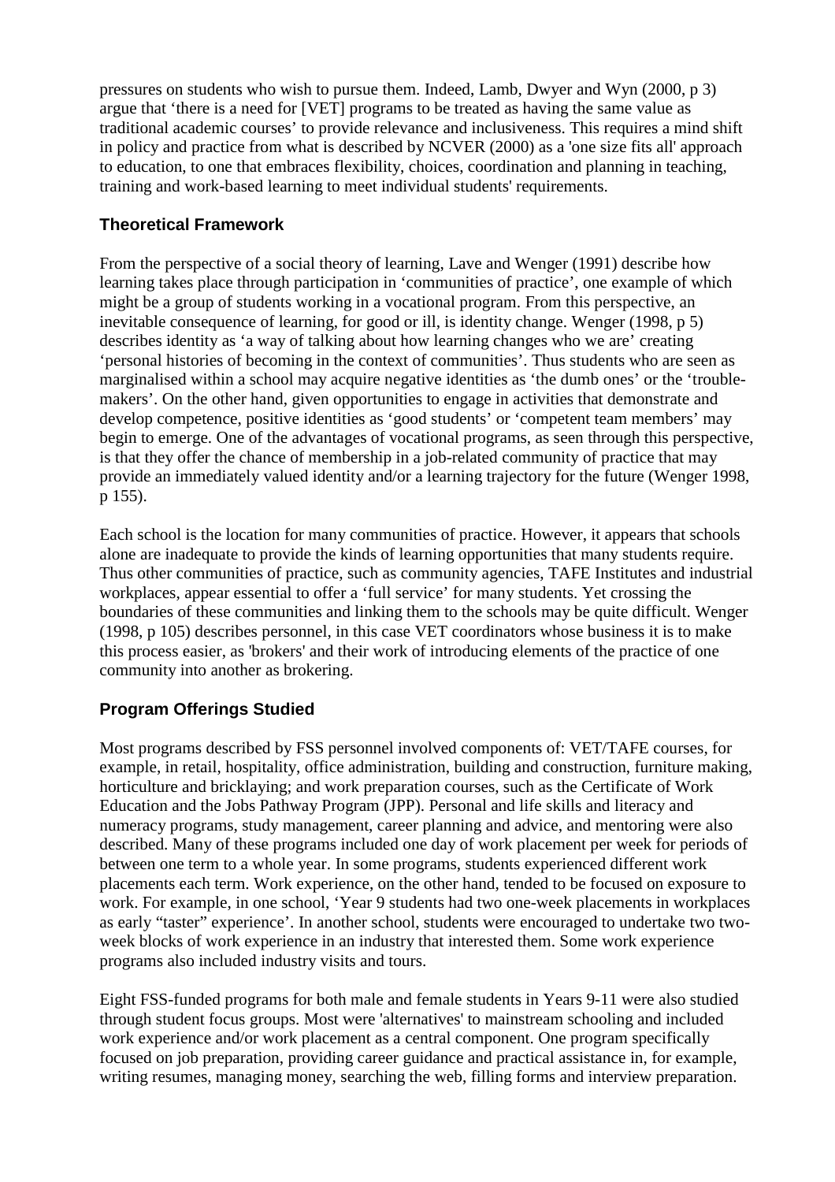pressures on students who wish to pursue them. Indeed, Lamb, Dwyer and Wyn (2000, p 3) argue that 'there is a need for [VET] programs to be treated as having the same value as traditional academic courses' to provide relevance and inclusiveness. This requires a mind shift in policy and practice from what is described by NCVER (2000) as a 'one size fits all' approach to education, to one that embraces flexibility, choices, coordination and planning in teaching, training and work-based learning to meet individual students' requirements.

## Theoretical Framework

From the perspective of a social theory of learning, Lave and Wenger (1991) describe how learning takes place through participation in 'communities of practice', one example of which might be a group of students working in a vocational program. From this perspective, an inevitable consequence of learning, for good or ill, is identity change. Wenger (1998, p 5) describes identity as 'a way of talking about how learning changes who we are' creating 'personal histories of becoming in the context of communities'. Thus students who are seen as marginalised within a school may acquire negative identities as 'the dumb ones' or the 'trouble-makers'. On the other hand, given opportunities to engage in activities that demonstrate and develop competence, positive identities as 'good students' or 'competent team members' may begin to emerge. One of the advantages of vocational programs, as seen through this perspective, is that they offer the chance of membership in a job-related community of practice that may provide an immediately valued identity and/or a learning trajectory for the future (Wenger 1998, p 155).

Each school is the location for many communities of practice. However, it appears that schools alone are inadequate to provide the kinds of learning opportunities that many students require. Thus other communities of practice, such as community agencies, TAFE Institutes and industrial workplaces, appear essential to offer a 'full service' for many students. Yet crossing the boundaries of these communities and linking them to the schools may be quite difficult. Wenger (1998, p 105) describes personnel, in this case VET coordinators whose business it is to make this process easier, as 'brokers' and their work of introducing elements of the practice of one community into another as brokering.

## Program Offerings Studied

Most programs described by FSS personnel involved components of: VET/TAFE courses, for example, in retail, hospitality, office administration, building and construction, furniture making, horticulture and bricklaying; and work preparation courses, such as the Certificate of Work Education and the Jobs Pathway Program (JPP). Personal and life skills and literacy and numeracy programs, study management, career planning and advice, and mentoring were also described. Many of these programs included one day of work placement per week for periods of between one term to a whole year. In some programs, students experienced different work placements each term. Work experience, on the other hand, tended to be focused on exposure to work. For example, in one school, 'Year 9 students had two one-week placements in workplaces as early "taster" experience'. In another school, students were encouraged to undertake two two-week blocks of work experience in an industry that interested them. Some work experience programs also included industry visits and tours.

Eight FSS-funded programs for both male and female students in Years 9-11 were also studied through student focus groups. Most were 'alternatives' to mainstream schooling and included work experience and/or work placement as a central component. One program specifically focused on job preparation, providing career guidance and practical assistance in, for example, writing resumes, managing money, searching the web, filling forms and interview preparation.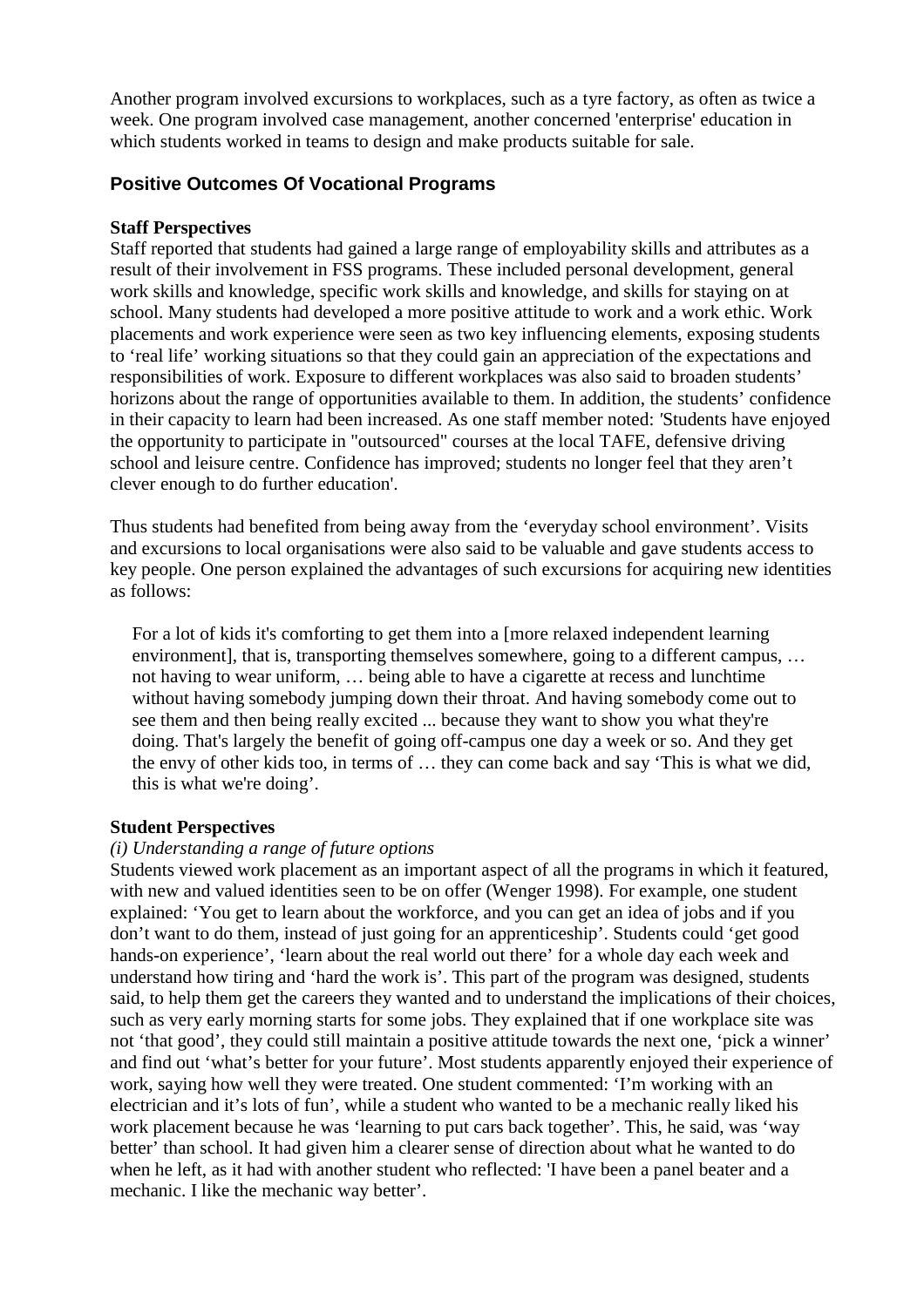Another program involved excursions to workplaces, such as a tyre factory, as often as twice a week. One program involved case management, another concerned 'enterprise' education in which students worked in teams to design and make products suitable for sale.

## Positive Outcomes Of Vocational Programs

### Staff Perspectives

Staff reported that students had gained a large range of employability skills and attributes as a result of their involvement in FSS programs. These included personal development, general work skills and knowledge, specific work skills and knowledge, and skills for staying on at school. Many students had developed a more positive attitude to work and a work ethic. Work placements and work experience were seen as two key influencing elements, exposing students to 'real life' working situations so that they could gain an appreciation of the expectations and responsibilities of work. Exposure to different workplaces was also said to broaden students' horizons about the range of opportunities available to them. In addition, the students' confidence in their capacity to learn had been increased. As one staff member noted: 'Students have enjoyed the opportunity to participate in "outsourced" courses at the local TAFE, defensive driving school and leisure centre. Confidence has improved; students no longer feel that they aren't clever enough to do further education'.

Thus students had benefited from being away from the 'everyday school environment'. Visits and excursions to local organisations were also said to be valuable and gave students access to key people. One person explained the advantages of such excursions for acquiring new identities as follows:

> For a lot of kids it's comforting to get them into a [more relaxed independent learning environment], that is, transporting themselves somewhere, going to a different campus, … not having to wear uniform, … being able to have a cigarette at recess and lunchtime without having somebody jumping down their throat. And having somebody come out to see them and then being really excited ... because they want to show you what they're doing. That's largely the benefit of going off-campus one day a week or so. And they get the envy of other kids too, in terms of … they can come back and say 'This is what we did, this is what we're doing'.

### Student Perspectives

*(i) Understanding a range of future options*

Students viewed work placement as an important aspect of all the programs in which it featured, with new and valued identities seen to be on offer (Wenger 1998). For example, one student explained: 'You get to learn about the workforce, and you can get an idea of jobs and if you don't want to do them, instead of just going for an apprenticeship'. Students could 'get good hands-on experience', 'learn about the real world out there' for a whole day each week and understand how tiring and 'hard the work is'. This part of the program was designed, students said, to help them get the careers they wanted and to understand the implications of their choices, such as very early morning starts for some jobs. They explained that if one workplace site was not 'that good', they could still maintain a positive attitude towards the next one, 'pick a winner' and find out 'what's better for your future'. Most students apparently enjoyed their experience of work, saying how well they were treated. One student commented: 'I'm working with an electrician and it's lots of fun', while a student who wanted to be a mechanic really liked his work placement because he was 'learning to put cars back together'. This, he said, was 'way better' than school. It had given him a clearer sense of direction about what he wanted to do when he left, as it had with another student who reflected: 'I have been a panel beater and a mechanic. I like the mechanic way better'.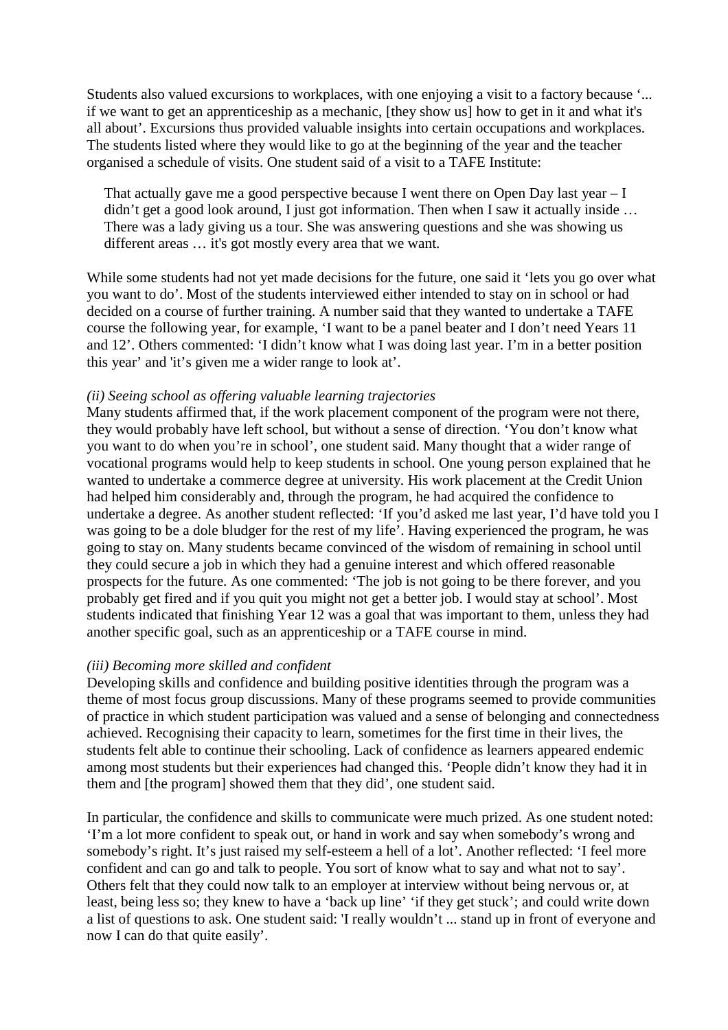Students also valued excursions to workplaces, with one enjoying a visit to a factory because '... if we want to get an apprenticeship as a mechanic, [they show us] how to get in it and what it's all about'. Excursions thus provided valuable insights into certain occupations and workplaces. The students listed where they would like to go at the beginning of the year and the teacher organised a schedule of visits. One student said of a visit to a TAFE Institute:

> That actually gave me a good perspective because I went there on Open Day last year – I didn't get a good look around, I just got information. Then when I saw it actually inside … There was a lady giving us a tour. She was answering questions and she was showing us different areas … it's got mostly every area that we want.

While some students had not yet made decisions for the future, one said it 'lets you go over what you want to do'. Most of the students interviewed either intended to stay on in school or had decided on a course of further training. A number said that they wanted to undertake a TAFE course the following year, for example, 'I want to be a panel beater and I don't need Years 11 and 12'. Others commented: 'I didn't know what I was doing last year. I'm in a better position this year' and 'it's given me a wider range to look at'.

*(ii) Seeing school as offering valuable learning trajectories*

Many students affirmed that, if the work placement component of the program were not there, they would probably have left school, but without a sense of direction. 'You don't know what you want to do when you're in school', one student said. Many thought that a wider range of vocational programs would help to keep students in school. One young person explained that he wanted to undertake a commerce degree at university. His work placement at the Credit Union had helped him considerably and, through the program, he had acquired the confidence to undertake a degree. As another student reflected: 'If you'd asked me last year, I'd have told you I was going to be a dole bludger for the rest of my life'. Having experienced the program, he was going to stay on. Many students became convinced of the wisdom of remaining in school until they could secure a job in which they had a genuine interest and which offered reasonable prospects for the future. As one commented: 'The job is not going to be there forever, and you probably get fired and if you quit you might not get a better job. I would stay at school'. Most students indicated that finishing Year 12 was a goal that was important to them, unless they had another specific goal, such as an apprenticeship or a TAFE course in mind.

*(iii) Becoming more skilled and confident*

Developing skills and confidence and building positive identities through the program was a theme of most focus group discussions. Many of these programs seemed to provide communities of practice in which student participation was valued and a sense of belonging and connectedness achieved. Recognising their capacity to learn, sometimes for the first time in their lives, the students felt able to continue their schooling. Lack of confidence as learners appeared endemic among most students but their experiences had changed this. 'People didn't know they had it in them and [the program] showed them that they did', one student said.

In particular, the confidence and skills to communicate were much prized. As one student noted: 'I'm a lot more confident to speak out, or hand in work and say when somebody's wrong and somebody's right. It's just raised my self-esteem a hell of a lot'. Another reflected: 'I feel more confident and can go and talk to people. You sort of know what to say and what not to say'. Others felt that they could now talk to an employer at interview without being nervous or, at least, being less so; they knew to have a 'back up line' 'if they get stuck'; and could write down a list of questions to ask. One student said: 'I really wouldn't ... stand up in front of everyone and now I can do that quite easily'.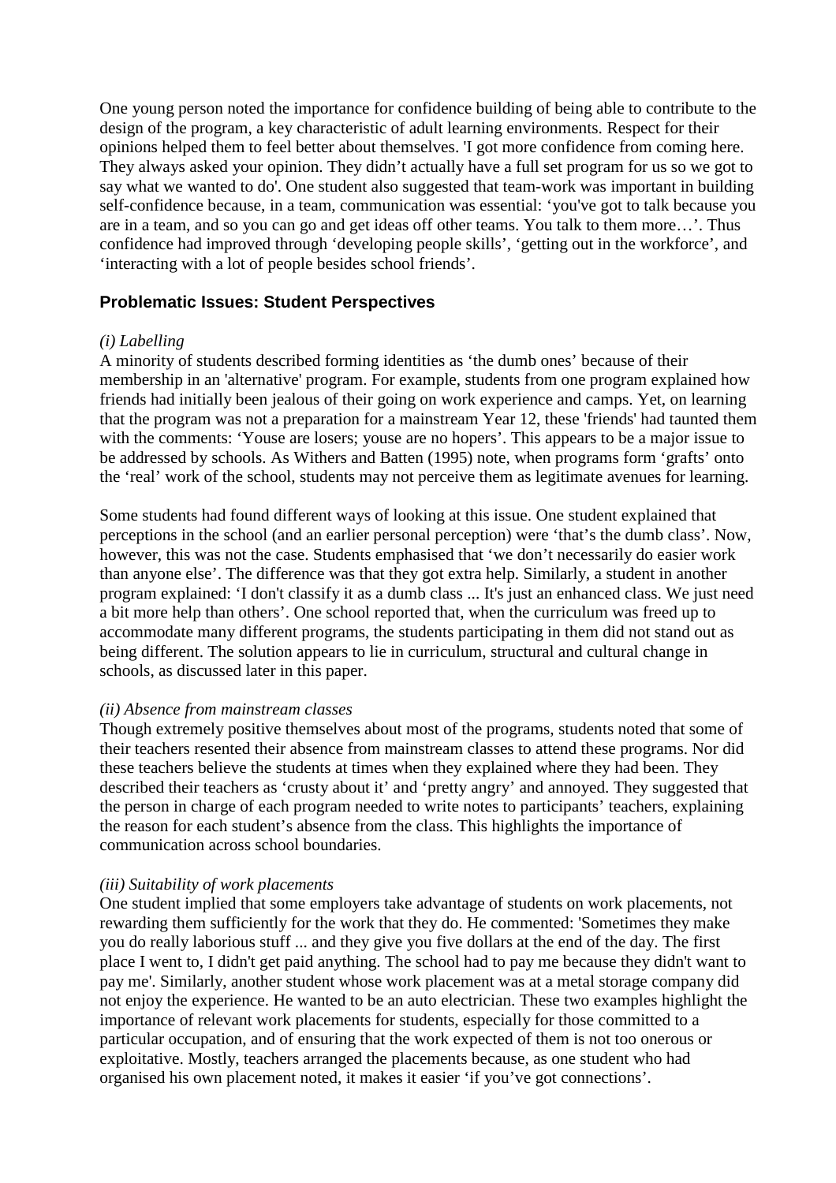One young person noted the importance for confidence building of being able to contribute to the design of the program, a key characteristic of adult learning environments. Respect for their opinions helped them to feel better about themselves. 'I got more confidence from coming here. They always asked your opinion. They didn't actually have a full set program for us so we got to say what we wanted to do'. One student also suggested that team-work was important in building self-confidence because, in a team, communication was essential: 'you've got to talk because you are in a team, and so you can go and get ideas off other teams. You talk to them more…'. Thus confidence had improved through 'developing people skills', 'getting out in the workforce', and 'interacting with a lot of people besides school friends'.

### Problematic Issues: Student Perspectives

*(i) Labelling*

A minority of students described forming identities as 'the dumb ones' because of their membership in an 'alternative' program. For example, students from one program explained how friends had initially been jealous of their going on work experience and camps. Yet, on learning that the program was not a preparation for a mainstream Year 12, these 'friends' had taunted them with the comments: 'Youse are losers; youse are no hopers'. This appears to be a major issue to be addressed by schools. As Withers and Batten (1995) note, when programs form 'grafts' onto the 'real' work of the school, students may not perceive them as legitimate avenues for learning.

Some students had found different ways of looking at this issue. One student explained that perceptions in the school (and an earlier personal perception) were 'that's the dumb class'. Now, however, this was not the case. Students emphasised that 'we don't necessarily do easier work than anyone else'. The difference was that they got extra help. Similarly, a student in another program explained: 'I don't classify it as a dumb class ... It's just an enhanced class. We just need a bit more help than others'. One school reported that, when the curriculum was freed up to accommodate many different programs, the students participating in them did not stand out as being different. The solution appears to lie in curriculum, structural and cultural change in schools, as discussed later in this paper.

*(ii) Absence from mainstream classes*

Though extremely positive themselves about most of the programs, students noted that some of their teachers resented their absence from mainstream classes to attend these programs. Nor did these teachers believe the students at times when they explained where they had been. They described their teachers as 'crusty about it' and 'pretty angry' and annoyed. They suggested that the person in charge of each program needed to write notes to participants' teachers, explaining the reason for each student's absence from the class. This highlights the importance of communication across school boundaries.

*(iii) Suitability of work placements*

One student implied that some employers take advantage of students on work placements, not rewarding them sufficiently for the work that they do. He commented: 'Sometimes they make you do really laborious stuff ... and they give you five dollars at the end of the day. The first place I went to, I didn't get paid anything. The school had to pay me because they didn't want to pay me'. Similarly, another student whose work placement was at a metal storage company did not enjoy the experience. He wanted to be an auto electrician. These two examples highlight the importance of relevant work placements for students, especially for those committed to a particular occupation, and of ensuring that the work expected of them is not too onerous or exploitative. Mostly, teachers arranged the placements because, as one student who had organised his own placement noted, it makes it easier 'if you've got connections'.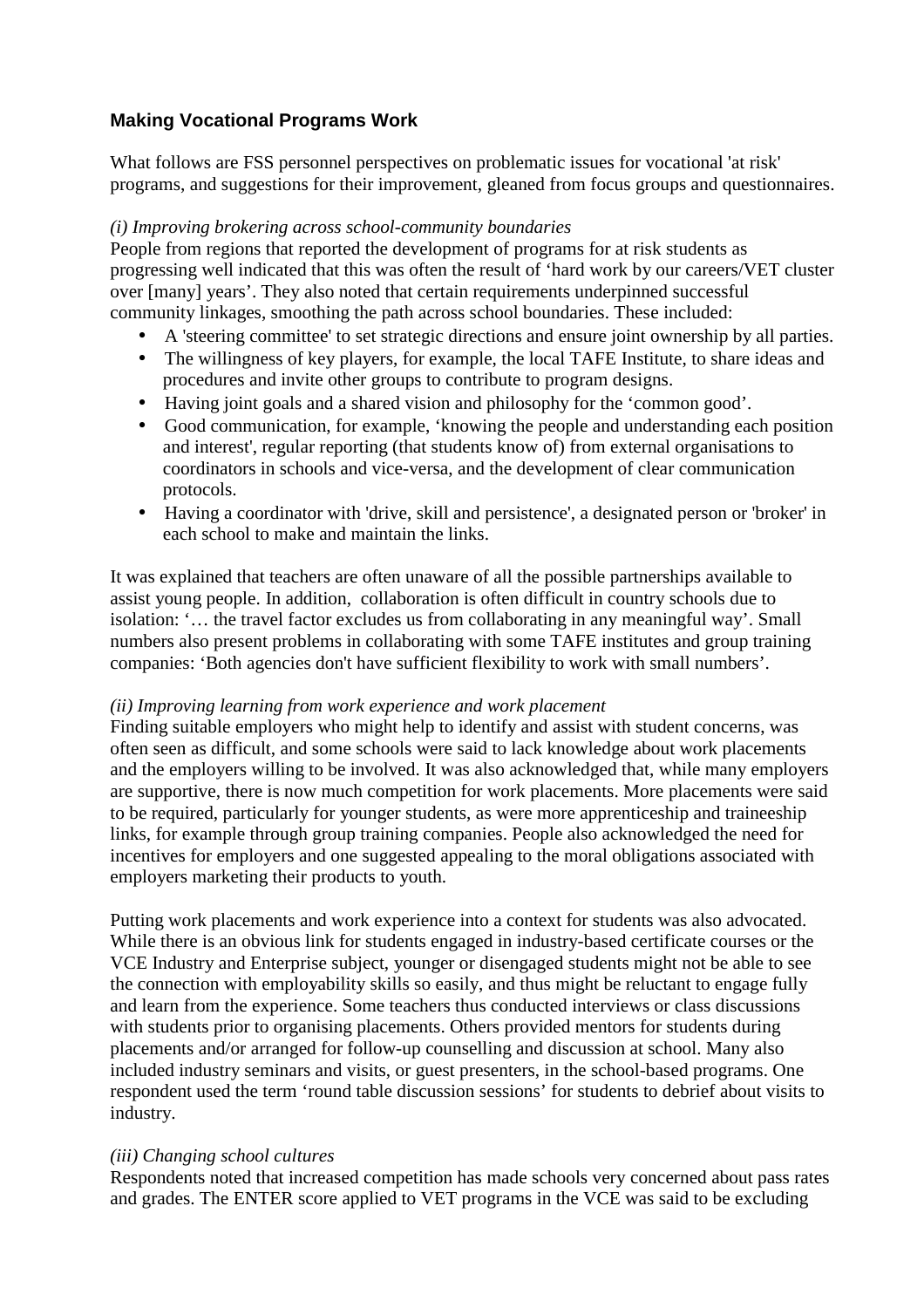## Making Vocational Programs Work

What follows are FSS personnel perspectives on problematic issues for vocational 'at risk' programs, and suggestions for their improvement, gleaned from focus groups and questionnaires.

*(i) Improving brokering across school-community boundaries*

People from regions that reported the development of programs for at risk students as progressing well indicated that this was often the result of 'hard work by our careers/VET cluster over [many] years'. They also noted that certain requirements underpinned successful community linkages, smoothing the path across school boundaries. These included:

- A 'steering committee' to set strategic directions and ensure joint ownership by all parties.
- The willingness of key players, for example, the local TAFE Institute, to share ideas and procedures and invite other groups to contribute to program designs.
- Having joint goals and a shared vision and philosophy for the 'common good'.
- Good communication, for example, 'knowing the people and understanding each position and interest', regular reporting (that students know of) from external organisations to coordinators in schools and vice-versa, and the development of clear communication protocols.
- Having a coordinator with 'drive, skill and persistence', a designated person or 'broker' in each school to make and maintain the links.

It was explained that teachers are often unaware of all the possible partnerships available to assist young people. In addition, collaboration is often difficult in country schools due to isolation: '… the travel factor excludes us from collaborating in any meaningful way'. Small numbers also present problems in collaborating with some TAFE institutes and group training companies: 'Both agencies don't have sufficient flexibility to work with small numbers'.

*(ii) Improving learning from work experience and work placement*

Finding suitable employers who might help to identify and assist with student concerns, was often seen as difficult, and some schools were said to lack knowledge about work placements and the employers willing to be involved. It was also acknowledged that, while many employers are supportive, there is now much competition for work placements. More placements were said to be required, particularly for younger students, as were more apprenticeship and traineeship links, for example through group training companies. People also acknowledged the need for incentives for employers and one suggested appealing to the moral obligations associated with employers marketing their products to youth.

Putting work placements and work experience into a context for students was also advocated. While there is an obvious link for students engaged in industry-based certificate courses or the VCE Industry and Enterprise subject, younger or disengaged students might not be able to see the connection with employability skills so easily, and thus might be reluctant to engage fully and learn from the experience. Some teachers thus conducted interviews or class discussions with students prior to organising placements. Others provided mentors for students during placements and/or arranged for follow-up counselling and discussion at school. Many also included industry seminars and visits, or guest presenters, in the school-based programs. One respondent used the term 'round table discussion sessions' for students to debrief about visits to industry.

*(iii) Changing school cultures*

Respondents noted that increased competition has made schools very concerned about pass rates and grades. The ENTER score applied to VET programs in the VCE was said to be excluding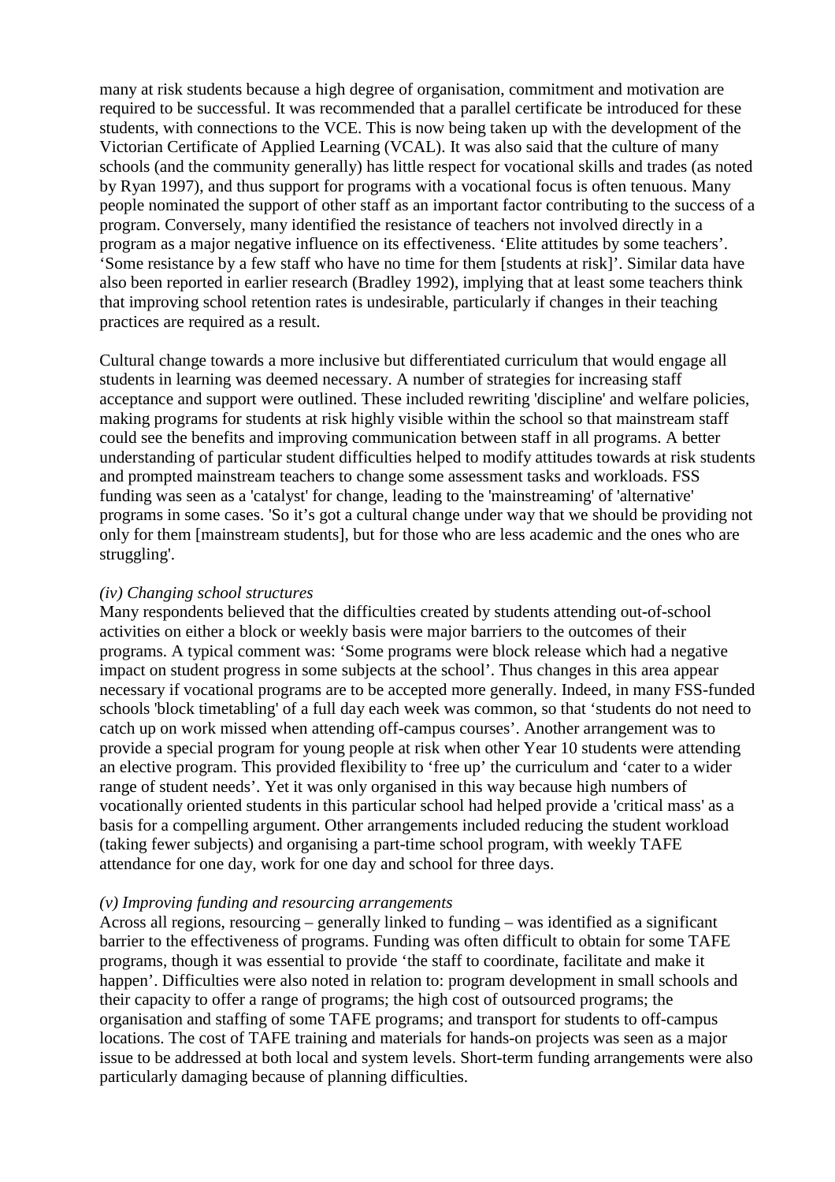many at risk students because a high degree of organisation, commitment and motivation are required to be successful. It was recommended that a parallel certificate be introduced for these students, with connections to the VCE. This is now being taken up with the development of the Victorian Certificate of Applied Learning (VCAL). It was also said that the culture of many schools (and the community generally) has little respect for vocational skills and trades (as noted by Ryan 1997), and thus support for programs with a vocational focus is often tenuous. Many people nominated the support of other staff as an important factor contributing to the success of a program. Conversely, many identified the resistance of teachers not involved directly in a program as a major negative influence on its effectiveness. 'Elite attitudes by some teachers'. 'Some resistance by a few staff who have no time for them [students at risk]'. Similar data have also been reported in earlier research (Bradley 1992), implying that at least some teachers think that improving school retention rates is undesirable, particularly if changes in their teaching practices are required as a result.

Cultural change towards a more inclusive but differentiated curriculum that would engage all students in learning was deemed necessary. A number of strategies for increasing staff acceptance and support were outlined. These included rewriting 'discipline' and welfare policies, making programs for students at risk highly visible within the school so that mainstream staff could see the benefits and improving communication between staff in all programs. A better understanding of particular student difficulties helped to modify attitudes towards at risk students and prompted mainstream teachers to change some assessment tasks and workloads. FSS funding was seen as a 'catalyst' for change, leading to the 'mainstreaming' of 'alternative' programs in some cases. 'So it's got a cultural change under way that we should be providing not only for them [mainstream students], but for those who are less academic and the ones who are struggling'.

*(iv) Changing school structures*

Many respondents believed that the difficulties created by students attending out-of-school activities on either a block or weekly basis were major barriers to the outcomes of their programs. A typical comment was: 'Some programs were block release which had a negative impact on student progress in some subjects at the school'. Thus changes in this area appear necessary if vocational programs are to be accepted more generally. Indeed, in many FSS-funded schools 'block timetabling' of a full day each week was common, so that 'students do not need to catch up on work missed when attending off-campus courses'. Another arrangement was to provide a special program for young people at risk when other Year 10 students were attending an elective program. This provided flexibility to 'free up' the curriculum and 'cater to a wider range of student needs'. Yet it was only organised in this way because high numbers of vocationally oriented students in this particular school had helped provide a 'critical mass' as a basis for a compelling argument. Other arrangements included reducing the student workload (taking fewer subjects) and organising a part-time school program, with weekly TAFE attendance for one day, work for one day and school for three days.

*(v) Improving funding and resourcing arrangements*

Across all regions, resourcing – generally linked to funding – was identified as a significant barrier to the effectiveness of programs. Funding was often difficult to obtain for some TAFE programs, though it was essential to provide 'the staff to coordinate, facilitate and make it happen'. Difficulties were also noted in relation to: program development in small schools and their capacity to offer a range of programs; the high cost of outsourced programs; the organisation and staffing of some TAFE programs; and transport for students to off-campus locations. The cost of TAFE training and materials for hands-on projects was seen as a major issue to be addressed at both local and system levels. Short-term funding arrangements were also particularly damaging because of planning difficulties.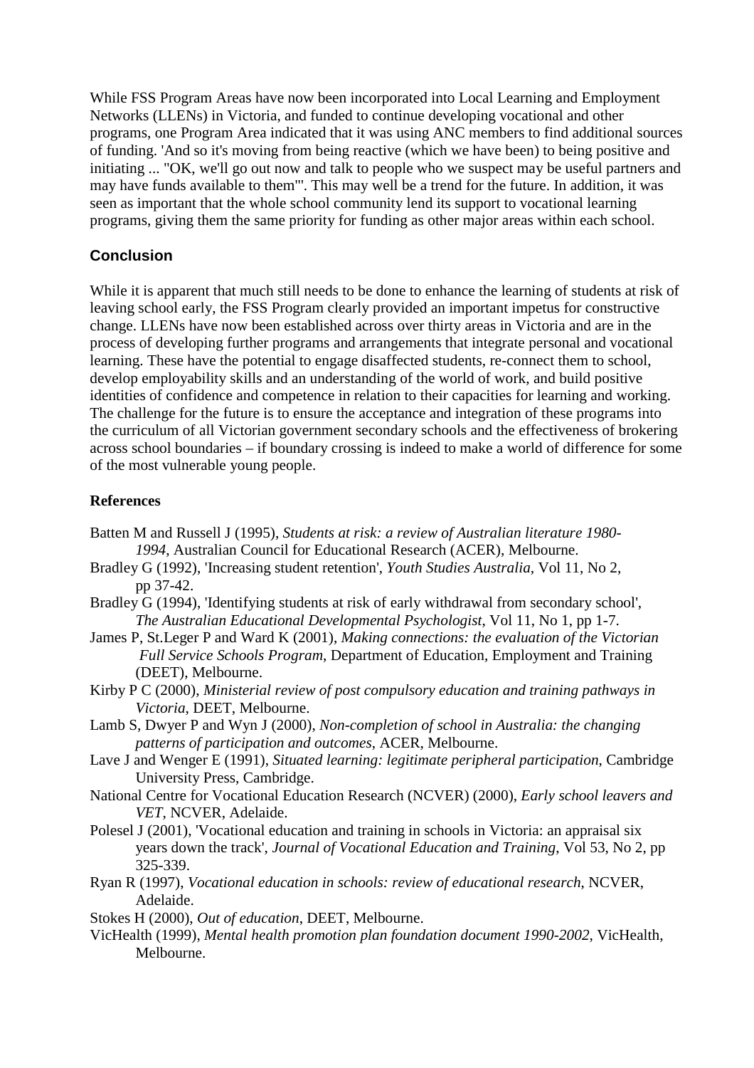While FSS Program Areas have now been incorporated into Local Learning and Employment Networks (LLENs) in Victoria, and funded to continue developing vocational and other programs, one Program Area indicated that it was using ANC members to find additional sources of funding. 'And so it's moving from being reactive (which we have been) to being positive and initiating ... "OK, we'll go out now and talk to people who we suspect may be useful partners and may have funds available to them"'. This may well be a trend for the future. In addition, it was seen as important that the whole school community lend its support to vocational learning programs, giving them the same priority for funding as other major areas within each school.

## Conclusion

While it is apparent that much still needs to be done to enhance the learning of students at risk of leaving school early, the FSS Program clearly provided an important impetus for constructive change. LLENs have now been established across over thirty areas in Victoria and are in the process of developing further programs and arrangements that integrate personal and vocational learning. These have the potential to engage disaffected students, re-connect them to school, develop employability skills and an understanding of the world of work, and build positive identities of confidence and competence in relation to their capacities for learning and working. The challenge for the future is to ensure the acceptance and integration of these programs into the curriculum of all Victorian government secondary schools and the effectiveness of brokering across school boundaries – if boundary crossing is indeed to make a world of difference for some of the most vulnerable young people.

### References

Batten M and Russell J (1995), *Students at risk: a review of Australian literature 1980-1994*, Australian Council for Educational Research (ACER), Melbourne.

Bradley G (1992), 'Increasing student retention', *Youth Studies Australia*, Vol 11, No 2, pp 37-42.

Bradley G (1994), 'Identifying students at risk of early withdrawal from secondary school', *The Australian Educational Developmental Psychologist*, Vol 11, No 1, pp 1-7.

James P, St.Leger P and Ward K (2001), *Making connections: the evaluation of the Victorian Full Service Schools Program*, Department of Education, Employment and Training (DEET), Melbourne.

Kirby P C (2000), *Ministerial review of post compulsory education and training pathways in Victoria*, DEET, Melbourne.

Lamb S, Dwyer P and Wyn J (2000), *Non-completion of school in Australia: the changing patterns of participation and outcomes*, ACER, Melbourne.

Lave J and Wenger E (1991), *Situated learning: legitimate peripheral participation*, Cambridge University Press, Cambridge.

National Centre for Vocational Education Research (NCVER) (2000), *Early school leavers and VET*, NCVER, Adelaide.

Polesel J (2001), 'Vocational education and training in schools in Victoria: an appraisal six years down the track', *Journal of Vocational Education and Training*, Vol 53, No 2, pp 325-339.

Ryan R (1997), *Vocational education in schools: review of educational research*, NCVER, Adelaide.

Stokes H (2000), *Out of education*, DEET, Melbourne.

VicHealth (1999), *Mental health promotion plan foundation document 1990-2002*, VicHealth, Melbourne.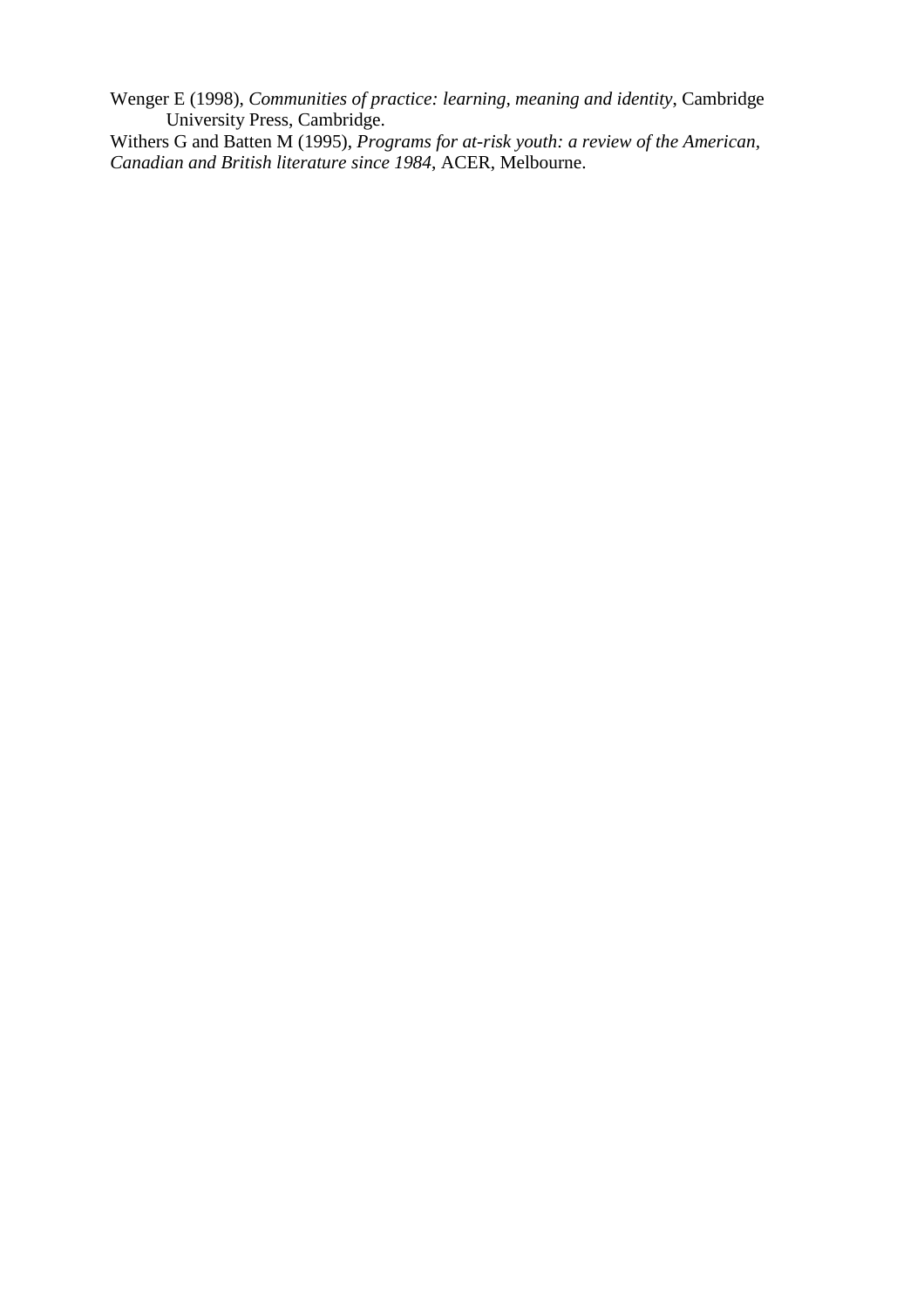Wenger E (1998), *Communities of practice: learning, meaning and identity*, Cambridge University Press, Cambridge.

Withers G and Batten M (1995), *Programs for at-risk youth: a review of the American, Canadian and British literature since 1984*, ACER, Melbourne.